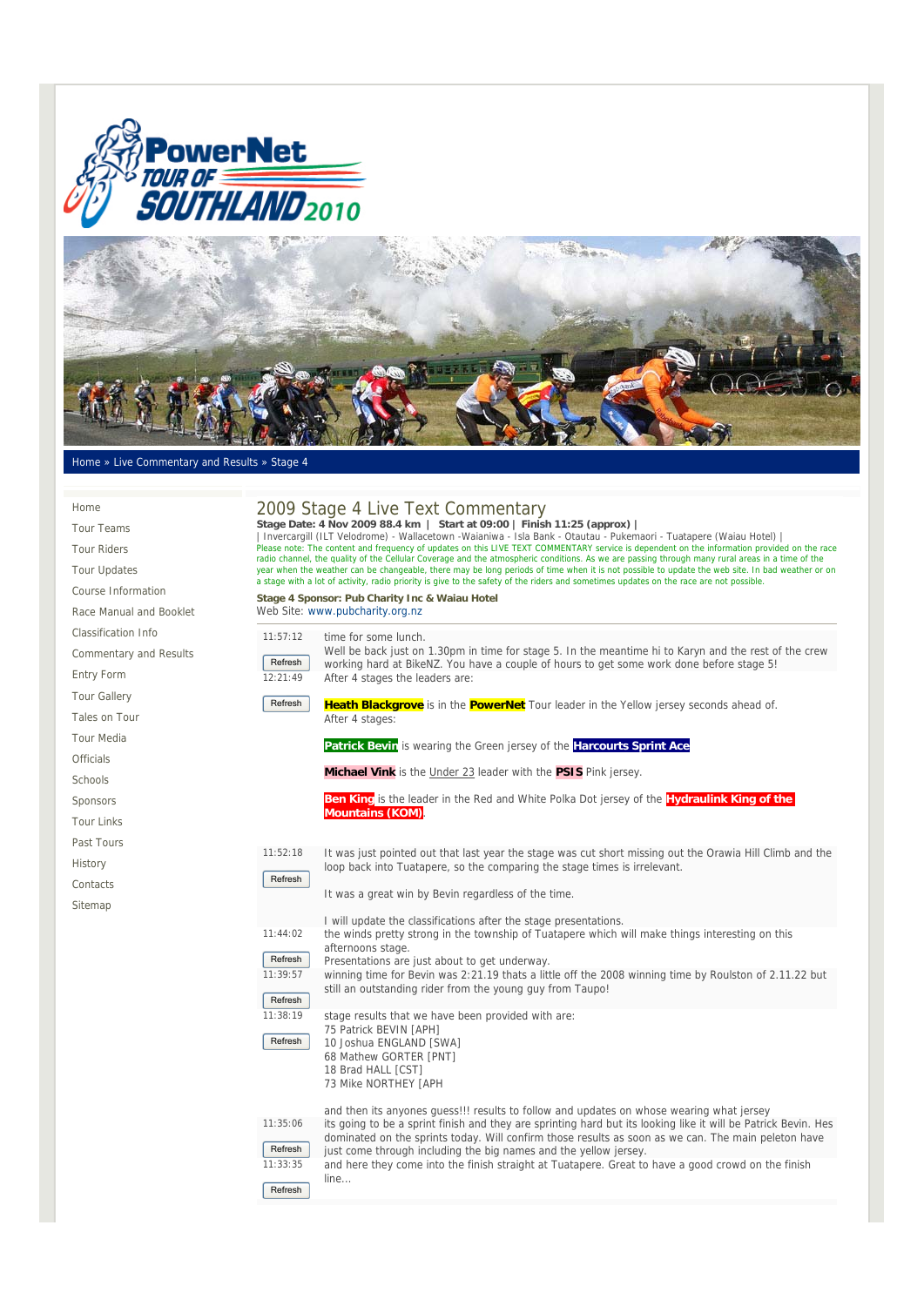Home » Live Commentary and Results » Stage 4

- Home
- Tour Teams
- Tour Riders
- Tour Updates
- Course Information
- Race Manual and Booklet
- Classification Info
- Commentary and Results
- Entry Form
- Tour Gallery
- Tales on Tour
- Tour Media
- Officials
- Schools
- Sponsors
- Tour Links
- Past Tours
- History
- Contacts
- Sitemap

# 2009 Stage 4 Live Text Commentary

**Stage Date: 4 Nov 2009 88.4 km | Start at 09:00 | Finish 11:25 (approx) |**

| Invercargill (ILT Velodrome) - Wallacetown -Waianiwa - Isla Bank - Otautau - Pukemaori - Tuatapere (Waiau Hotel) |

Please note: The content and frequency of updates on this LIVE TEXT COMMENTARY service is dependent on the information provided on the race radio channel, the quality of the Cellular Coverage and the atmospheric conditions. As we are passing through many rural areas in a time of the year when the weather can be changeable, there may be long periods of time when it is not possible to update the web site. In bad weather or on a stage with a lot of activity, radio priority is give to the safety of the riders and sometimes updates on the race are not possible.

**Stage 4 Sponsor: Pub Charity Inc & Waiau Hotel**

Web Site: www.pubcharity.org.nz

11:57:12 — time for some lunch.
Well be back just on 1.30pm in time for stage 5. In the meantime hi to Karyn and the rest of the crew working hard at BikeNZ. You have a couple of hours to get some work done before stage 5!

12:21:49 — After 4 stages the leaders are:

**Heath Blackgrove** is in the **PowerNet** Tour leader in the Yellow jersey seconds ahead of.
After 4 stages:

**Patrick Bevin** is wearing the Green jersey of the **Harcourts Sprint Ace**

**Michael Vink** is the Under 23 leader with the **PSIS** Pink jersey.

**Ben King** is the leader in the Red and White Polka Dot jersey of the **Hydraulink King of the Mountains (KOM)**.

11:52:18 — It was just pointed out that last year the stage was cut short missing out the Orawia Hill Climb and the loop back into Tuatapere, so the comparing the stage times is irrelevant.

It was a great win by Bevin regardless of the time.

I will update the classifications after the stage presentations.

11:44:02 — the winds pretty strong in the township of Tuatapere which will make things interesting on this afternoons stage.
Presentations are just about to get underway.

11:39:57 — winning time for Bevin was 2:21.19 thats a little off the 2008 winning time by Roulston of 2.11.22 but still an outstanding rider from the young guy from Taupo!

11:38:19 — stage results that we have been provided with are:
75 Patrick BEVIN [APH]
10 Joshua ENGLAND [SWA]
68 Mathew GORTER [PNT]
18 Brad HALL [CST]
73 Mike NORTHEY [APH

and then its anyones guess!!! results to follow and updates on whose wearing what jersey

11:35:06 — its going to be a sprint finish and they are sprinting hard but its looking like it will be Patrick Bevin. Hes dominated on the sprints today. Will confirm those results as soon as we can. The main peleton have just come through including the big names and the yellow jersey.

11:33:35 — and here they come into the finish straight at Tuatapere. Great to have a good crowd on the finish line...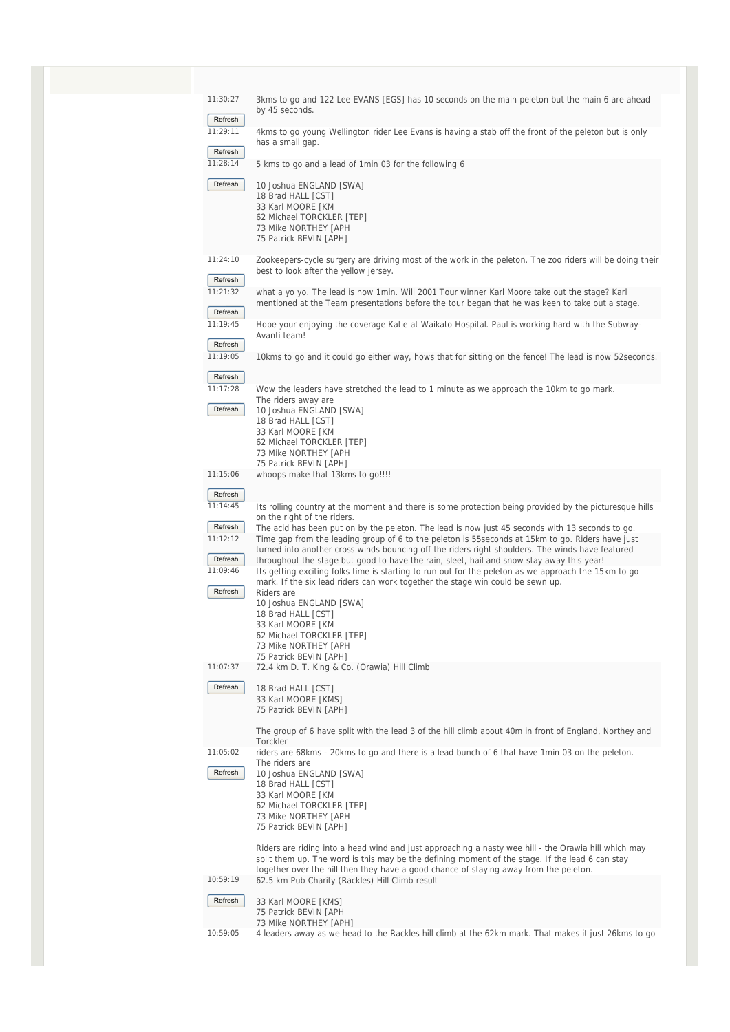11:30:27

3kms to go and 122 Lee EVANS [EGS] has 10 seconds on the main peleton but the main 6 are ahead by 45 seconds.

11:29:11

4kms to go young Wellington rider Lee Evans is having a stab off the front of the peleton but is only has a small gap.

11:28:14

5 kms to go and a lead of 1min 03 for the following 6

10 Joshua ENGLAND [SWA]
18 Brad HALL [CST]
33 Karl MOORE [KM
62 Michael TORCKLER [TEP]
73 Mike NORTHEY [APH
75 Patrick BEVIN [APH]

11:24:10

Zookeepers-cycle surgery are driving most of the work in the peleton. The zoo riders will be doing their best to look after the yellow jersey.

11:21:32

what a yo yo. The lead is now 1min. Will 2001 Tour winner Karl Moore take out the stage? Karl mentioned at the Team presentations before the tour began that he was keen to take out a stage.

11:19:45

Hope your enjoying the coverage Katie at Waikato Hospital. Paul is working hard with the Subway-Avanti team!

11:19:05

10kms to go and it could go either way, hows that for sitting on the fence! The lead is now 52seconds.

11:17:28

Wow the leaders have stretched the lead to 1 minute as we approach the 10km to go mark.
The riders away are
10 Joshua ENGLAND [SWA]
18 Brad HALL [CST]
33 Karl MOORE [KM
62 Michael TORCKLER [TEP]
73 Mike NORTHEY [APH
75 Patrick BEVIN [APH]

11:15:06

whoops make that 13kms to go!!!!

11:14:45

Its rolling country at the moment and there is some protection being provided by the picturesque hills on the right of the riders.
The acid has been put on by the peleton. The lead is now just 45 seconds with 13 seconds to go.

11:12:12

Time gap from the leading group of 6 to the peleton is 55seconds at 15km to go. Riders have just turned into another cross winds bouncing off the riders right shoulders. The winds have featured throughout the stage but good to have the rain, sleet, hail and snow stay away this year!

11:09:46

Its getting exciting folks time is starting to run out for the peleton as we approach the 15km to go mark. If the six lead riders can work together the stage win could be sewn up.
Riders are
10 Joshua ENGLAND [SWA]
18 Brad HALL [CST]
33 Karl MOORE [KM
62 Michael TORCKLER [TEP]
73 Mike NORTHEY [APH
75 Patrick BEVIN [APH]

11:07:37

72.4 km D. T. King & Co. (Orawia) Hill Climb

18 Brad HALL [CST]
33 Karl MOORE [KMS]
75 Patrick BEVIN [APH]

The group of 6 have split with the lead 3 of the hill climb about 40m in front of England, Northey and Torckler

11:05:02

riders are 68kms - 20kms to go and there is a lead bunch of 6 that have 1min 03 on the peleton.
The riders are
10 Joshua ENGLAND [SWA]
18 Brad HALL [CST]
33 Karl MOORE [KM
62 Michael TORCKLER [TEP]
73 Mike NORTHEY [APH
75 Patrick BEVIN [APH]

Riders are riding into a head wind and just approaching a nasty wee hill - the Orawia hill which may split them up. The word is this may be the defining moment of the stage. If the lead 6 can stay together over the hill then they have a good chance of staying away from the peleton.

10:59:19

62.5 km Pub Charity (Rackles) Hill Climb result

33 Karl MOORE [KMS]
75 Patrick BEVIN [APH
73 Mike NORTHEY [APH]

10:59:05

4 leaders away as we head to the Rackles hill climb at the 62km mark. That makes it just 26kms to go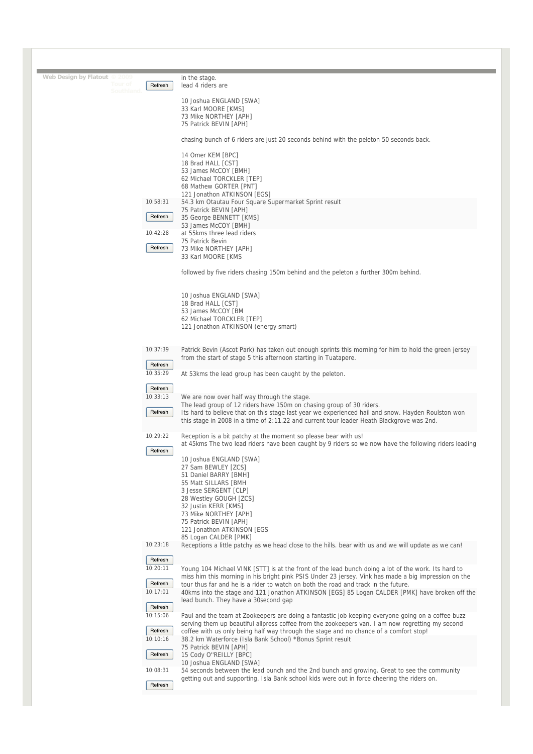in the stage.
lead 4 riders are

10 Joshua ENGLAND [SWA]
33 Karl MOORE [KMS]
73 Mike NORTHEY [APH]
75 Patrick BEVIN [APH]

chasing bunch of 6 riders are just 20 seconds behind with the peleton 50 seconds back.

14 Omer KEM [BPC]
18 Brad HALL [CST]
53 James McCOY [BMH]
62 Michael TORCKLER [TEP]
68 Mathew GORTER [PNT]
121 Jonathon ATKINSON [EGS]

10:58:31

54.3 km Otautau Four Square Supermarket Sprint result
75 Patrick BEVIN [APH]
35 George BENNETT [KMS]
53 James McCOY [BMH]

10:42:28

at 55kms three lead riders
75 Patrick Bevin
73 Mike NORTHEY [APH]
33 Karl MOORE [KMS

followed by five riders chasing 150m behind and the peleton a further 300m behind.

10 Joshua ENGLAND [SWA]
18 Brad HALL [CST]
53 James McCOY [BM
62 Michael TORCKLER [TEP]
121 Jonathon ATKINSON (energy smart)

10:37:39

Patrick Bevin (Ascot Park) has taken out enough sprints this morning for him to hold the green jersey from the start of stage 5 this afternoon starting in Tuatapere.

10:35:29

At 53kms the lead group has been caught by the peleton.

10:33:13

We are now over half way through the stage.
The lead group of 12 riders have 150m on chasing group of 30 riders.
Its hard to believe that on this stage last year we experienced hail and snow. Hayden Roulston won this stage in 2008 in a time of 2:11.22 and current tour leader Heath Blackgrove was 2nd.

10:29:22

Reception is a bit patchy at the moment so please bear with us!
at 45kms The two lead riders have been caught by 9 riders so we now have the following riders leading

10 Joshua ENGLAND [SWA]
27 Sam BEWLEY [ZCS]
51 Daniel BARRY [BMH]
55 Matt SILLARS [BMH
3 Jesse SERGENT [CLP]
28 Westley GOUGH [ZCS]
32 Justin KERR [KMS]
73 Mike NORTHEY [APH]
75 Patrick BEVIN [APH]
121 Jonathon ATKINSON [EGS
85 Logan CALDER [PMK]

10:23:18

Receptions a little patchy as we head close to the hills. bear with us and we will update as we can!

10:20:11

Young 104 Michael VINK [STT] is at the front of the lead bunch doing a lot of the work. Its hard to miss him this morning in his bright pink PSIS Under 23 jersey. Vink has made a big impression on the tour thus far and he is a rider to watch on both the road and track in the future.

10:17:01

40kms into the stage and 121 Jonathon ATKINSON [EGS] 85 Logan CALDER [PMK] have broken off the lead bunch. They have a 30second gap

10:15:06

Paul and the team at Zookeepers are doing a fantastic job keeping everyone going on a coffee buzz serving them up beautiful allpress coffee from the zookeepers van. I am now regretting my second coffee with us only being half way through the stage and no chance of a comfort stop!

10:10:16

38.2 km Waterforce (Isla Bank School) *Bonus Sprint result
75 Patrick BEVIN [APH]
15 Cody O''REILLY [BPC]
10 Joshua ENGLAND [SWA]

10:08:31

54 seconds between the lead bunch and the 2nd bunch and growing. Great to see the community getting out and supporting. Isla Bank school kids were out in force cheering the riders on.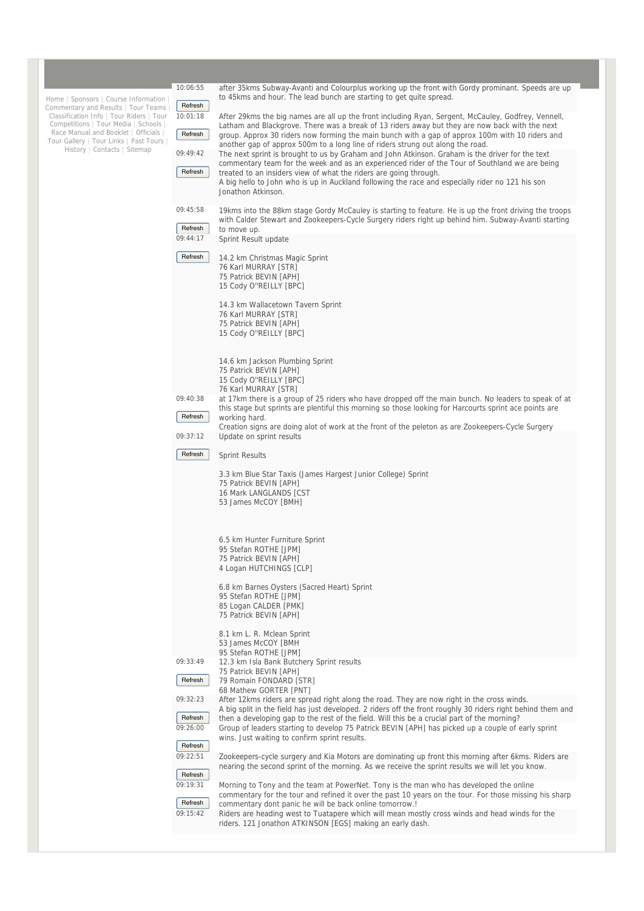Home | Sponsors | Course Information | Commentary and Results | Tour Teams | Classification Info | Tour Riders | Tour Competitions | Tour Media | Schools | Race Manual and Booklet | Officials | Tour Gallery | Tour Links | Past Tours | History | Contacts | Sitemap

| | |
|---|---|
| 10:06:55 Refresh | after 35kms Subway-Avanti and Colourplus working up the front with Gordy prominant. Speeds are up to 45kms and hour. The lead bunch are starting to get quite spread. |
| 10:01:18 Refresh | After 29kms the big names are all up the front including Ryan, Sergent, McCauley, Godfrey, Vennell, Latham and Blackgrove. There was a break of 13 riders away but they are now back with the next group. Approx 30 riders now forming the main bunch with a gap of approx 100m with 10 riders and another gap of approx 500m to a long line of riders strung out along the road. |
| 09:49:42 Refresh | The next sprint is brought to us by Graham and John Atkinson. Graham is the driver for the text commentary team for the week and as an experienced rider of the Tour of Southland we are being treated to an insiders view of what the riders are going through.<br>A big hello to John who is up in Auckland following the race and especially rider no 121 his son Jonathon Atkinson. |
| 09:45:58 Refresh | 19kms into the 88km stage Gordy McCauley is starting to feature. He is up the front driving the troops with Calder Stewart and Zookeepers-Cycle Surgery riders right up behind him. Subway-Avanti starting to move up. |
| 09:44:17 Refresh | Sprint Result update<br><br>14.2 km Christmas Magic Sprint<br>76 Karl MURRAY [STR]<br>75 Patrick BEVIN [APH]<br>15 Cody O"REILLY [BPC]<br><br>14.3 km Wallacetown Tavern Sprint<br>76 Karl MURRAY [STR]<br>75 Patrick BEVIN [APH]<br>15 Cody O"REILLY [BPC]<br><br>14.6 km Jackson Plumbing Sprint<br>75 Patrick BEVIN [APH]<br>15 Cody O"REILLY [BPC]<br>76 Karl MURRAY [STR] |
| 09:40:38 Refresh | at 17km there is a group of 25 riders who have dropped off the main bunch. No leaders to speak of at this stage but sprints are plentiful this morning so those looking for Harcourts sprint ace points are working hard.<br>Creation signs are doing alot of work at the front of the peleton as are Zookeepers-Cycle Surgery |
| 09:37:12 Refresh | Update on sprint results<br><br>Sprint Results<br><br>3.3 km Blue Star Taxis (James Hargest Junior College) Sprint<br>75 Patrick BEVIN [APH]<br>16 Mark LANGLANDS [CST<br>53 James McCOY [BMH]<br><br>6.5 km Hunter Furniture Sprint<br>95 Stefan ROTHE [JPM]<br>75 Patrick BEVIN [APH]<br>4 Logan HUTCHINGS [CLP]<br><br>6.8 km Barnes Oysters (Sacred Heart) Sprint<br>95 Stefan ROTHE [JPM]<br>85 Logan CALDER [PMK]<br>75 Patrick BEVIN [APH]<br><br>8.1 km L. R. Mclean Sprint<br>53 James McCOY [BMH<br>95 Stefan ROTHE [JPM] |
| 09:33:49 Refresh | 12.3 km Isla Bank Butchery Sprint results<br>75 Patrick BEVIN [APH]<br>79 Romain FONDARD [STR]<br>68 Mathew GORTER [PNT] |
| 09:32:23 Refresh | After 12kms riders are spread right along the road. They are now right in the cross winds.<br>A big split in the field has just developed. 2 riders off the front roughly 30 riders right behind them and then a developing gap to the rest of the field. Will this be a crucial part of the morning? |
| 09:26:00 Refresh | Group of leaders starting to develop 75 Patrick BEVIN [APH] has picked up a couple of early sprint wins. Just waiting to confirm sprint results. |
| 09:22:51 Refresh | Zookeepers-cycle surgery and Kia Motors are dominating up front this morning after 6kms. Riders are nearing the second sprint of the morning. As we receive the sprint results we will let you know. |
| 09:19:31 Refresh | Morning to Tony and the team at PowerNet. Tony is the man who has developed the online commentary for the tour and refined it over the past 10 years on the tour. For those missing his sharp commentary dont panic he will be back online tomorrow.! |
| 09:15:42 | Riders are heading west to Tuatapere which will mean mostly cross winds and head winds for the riders. 121 Jonathon ATKINSON [EGS] making an early dash. |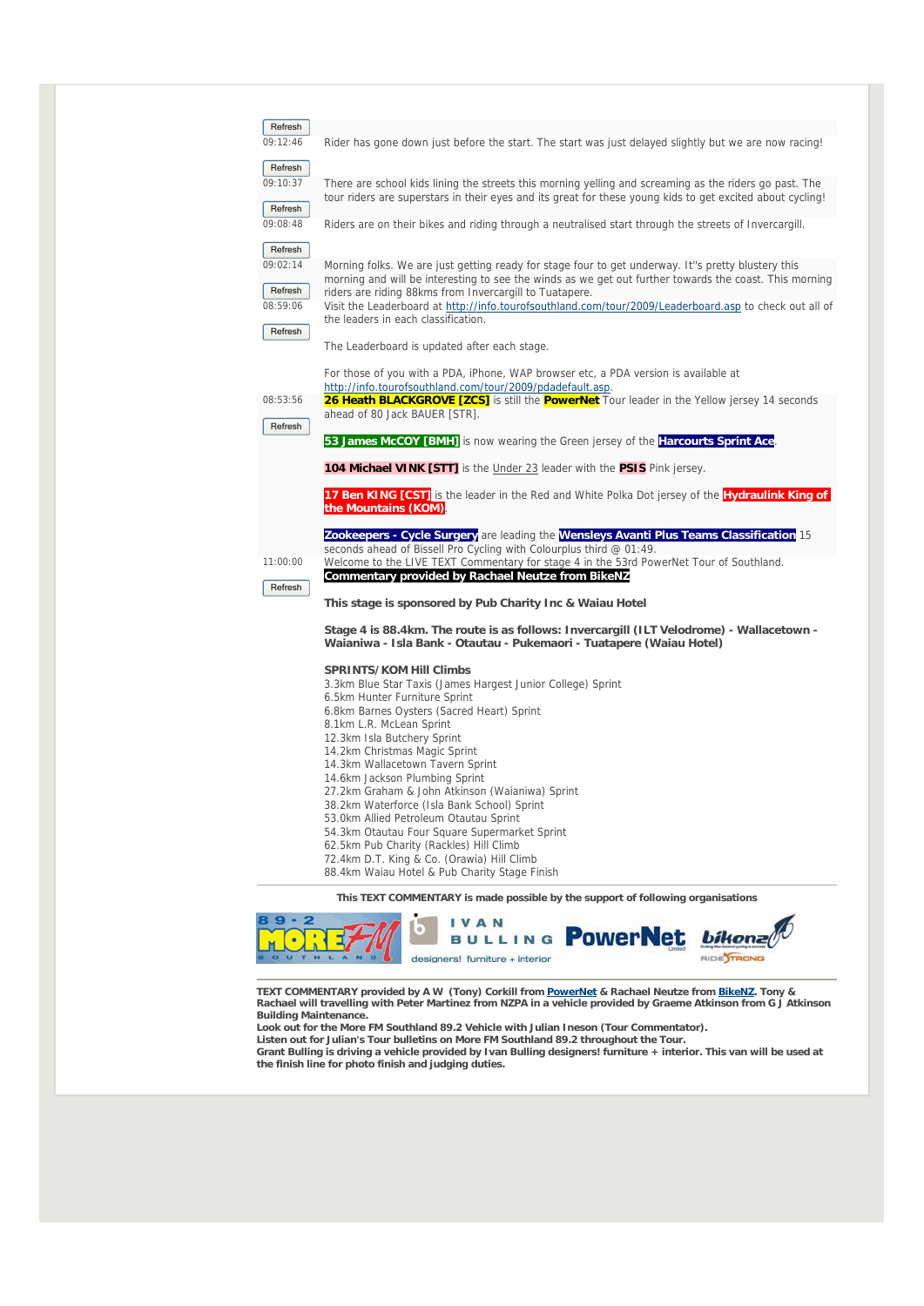Refresh
09:12:46 Rider has gone down just before the start. The start was just delayed slightly but we are now racing!

Refresh
09:10:37 There are school kids lining the streets this morning yelling and screaming as the riders go past. The tour riders are superstars in their eyes and its great for these young kids to get excited about cycling!

Refresh
09:08:48 Riders are on their bikes and riding through a neutralised start through the streets of Invercargill.

Refresh
09:02:14 Morning folks. We are just getting ready for stage four to get underway. It''s pretty blustery this morning and will be interesting to see the winds as we get out further towards the coast. This morning riders are riding 88kms from Invercargill to Tuatapere.

Refresh
08:59:06 Visit the Leaderboard at http://info.tourofsouthland.com/tour/2009/Leaderboard.asp to check out all of the leaders in each classification.

Refresh

The Leaderboard is updated after each stage.

For those of you with a PDA, iPhone, WAP browser etc, a PDA version is available at http://info.tourofsouthland.com/tour/2009/pdadefault.asp.

08:53:56 **26 Heath BLACKGROVE [ZCS]** is still the **PowerNet** Tour leader in the Yellow jersey 14 seconds ahead of 80 Jack BAUER [STR].

Refresh

**53 James McCOY [BMH]** is now wearing the Green jersey of the **Harcourts Sprint Ace**.

**104 Michael VINK [STT]** is the Under 23 leader with the **PSIS** Pink jersey.

**17 Ben KING [CST]** is the leader in the Red and White Polka Dot jersey of the **Hydraulink King of the Mountains (KOM)**.

**Zookeepers - Cycle Surgery** are leading the **Wensleys Avanti Plus Teams Classification** 15 seconds ahead of Bissell Pro Cycling with Colourplus third @ 01:49.

11:00:00 Welcome to the LIVE TEXT Commentary for stage 4 in the 53rd PowerNet Tour of Southland.

Refresh

**Commentary provided by Rachael Neutze from BikeNZ**

**This stage is sponsored by Pub Charity Inc & Waiau Hotel**

**Stage 4 is 88.4km. The route is as follows: Invercargill (ILT Velodrome) - Wallacetown - Waianiwa - Isla Bank - Otautau - Pukemaori - Tuatapere (Waiau Hotel)**

**SPRINTS/KOM Hill Climbs**

3.3km Blue Star Taxis (James Hargest Junior College) Sprint
6.5km Hunter Furniture Sprint
6.8km Barnes Oysters (Sacred Heart) Sprint
8.1km L.R. McLean Sprint
12.3km Isla Butchery Sprint
14.2km Christmas Magic Sprint
14.3km Wallacetown Tavern Sprint
14.6km Jackson Plumbing Sprint
27.2km Graham & John Atkinson (Waianiwa) Sprint
38.2km Waterforce (Isla Bank School) Sprint
53.0km Allied Petroleum Otautau Sprint
54.3km Otautau Four Square Supermarket Sprint
62.5km Pub Charity (Rackles) Hill Climb
72.4km D.T. King & Co. (Orawia) Hill Climb
88.4km Waiau Hotel & Pub Charity Stage Finish

**This TEXT COMMENTARY is made possible by the support of following organisations**

89.2 MORE FM SOUTHLAND — IVAN BULLING designers! furniture + interior — PowerNet Limited — bikeNZ RIDE STRONG

**TEXT COMMENTARY provided by A W (Tony) Corkill from PowerNet & Rachael Neutze from BikeNZ. Tony & Rachael will travelling with Peter Martinez from NZPA in a vehicle provided by Graeme Atkinson from G J Atkinson Building Maintenance.**
**Look out for the More FM Southland 89.2 Vehicle with Julian Ineson (Tour Commentator).**
**Listen out for Julian's Tour bulletins on More FM Southland 89.2 throughout the Tour.**
**Grant Bulling is driving a vehicle provided by Ivan Bulling designers! furniture + interior. This van will be used at the finish line for photo finish and judging duties.**